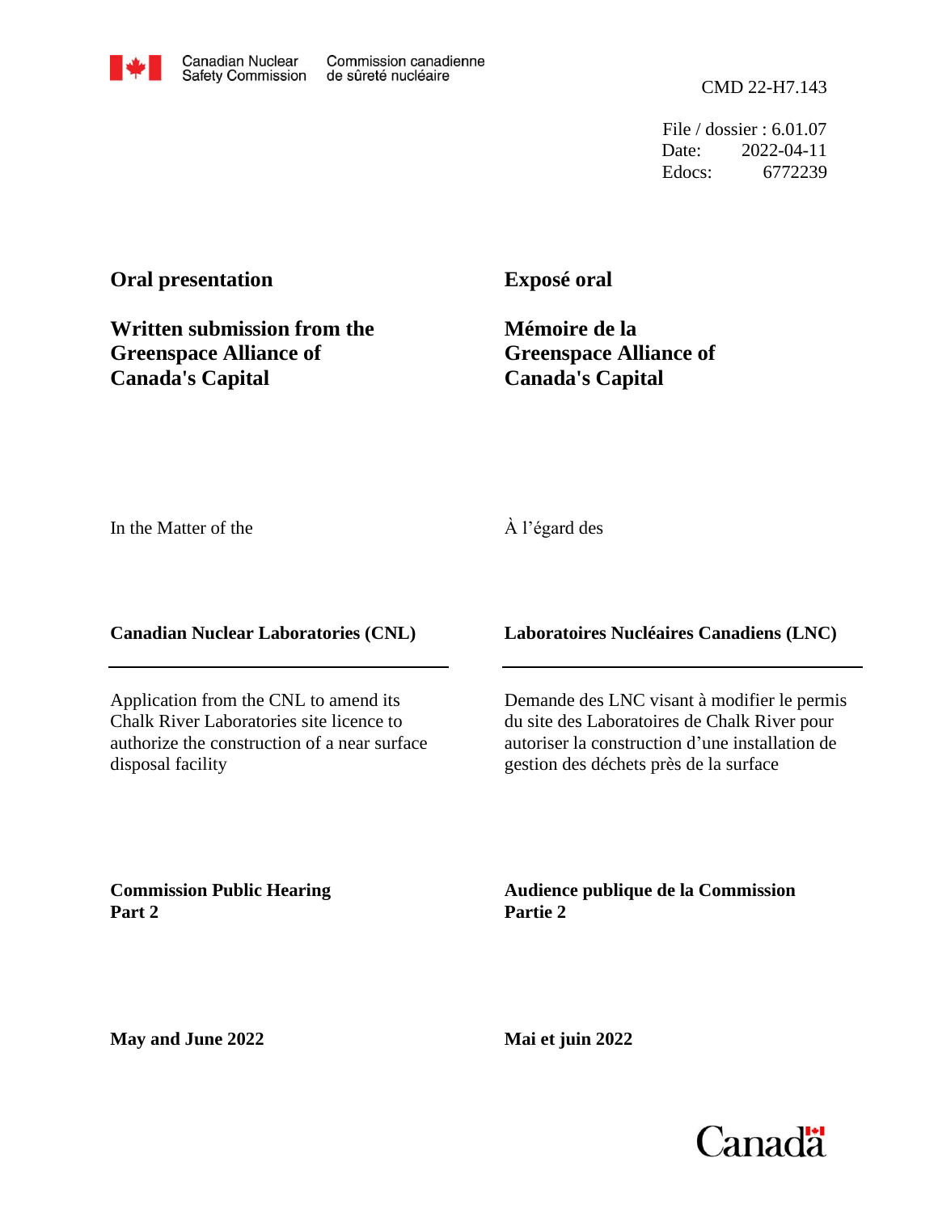Canadian Nuclear Safety Commission | Commission canadienne de sûreté nucléaire

CMD 22-H7.143

File / dossier : 6.01.07
Date: 2022-04-11
Edocs: 6772239

**Oral presentation**

**Written submission from the Greenspace Alliance of Canada's Capital**

**Exposé oral**

**Mémoire de la Greenspace Alliance of Canada's Capital**

In the Matter of the

À l'égard des

**Canadian Nuclear Laboratories (CNL)**

**Laboratoires Nucléaires Canadiens (LNC)**

Application from the CNL to amend its Chalk River Laboratories site licence to authorize the construction of a near surface disposal facility

Demande des LNC visant à modifier le permis du site des Laboratoires de Chalk River pour autoriser la construction d'une installation de gestion des déchets près de la surface

**Commission Public Hearing Part 2**

**Audience publique de la Commission Partie 2**

**May and June 2022**

**Mai et juin 2022**

Canada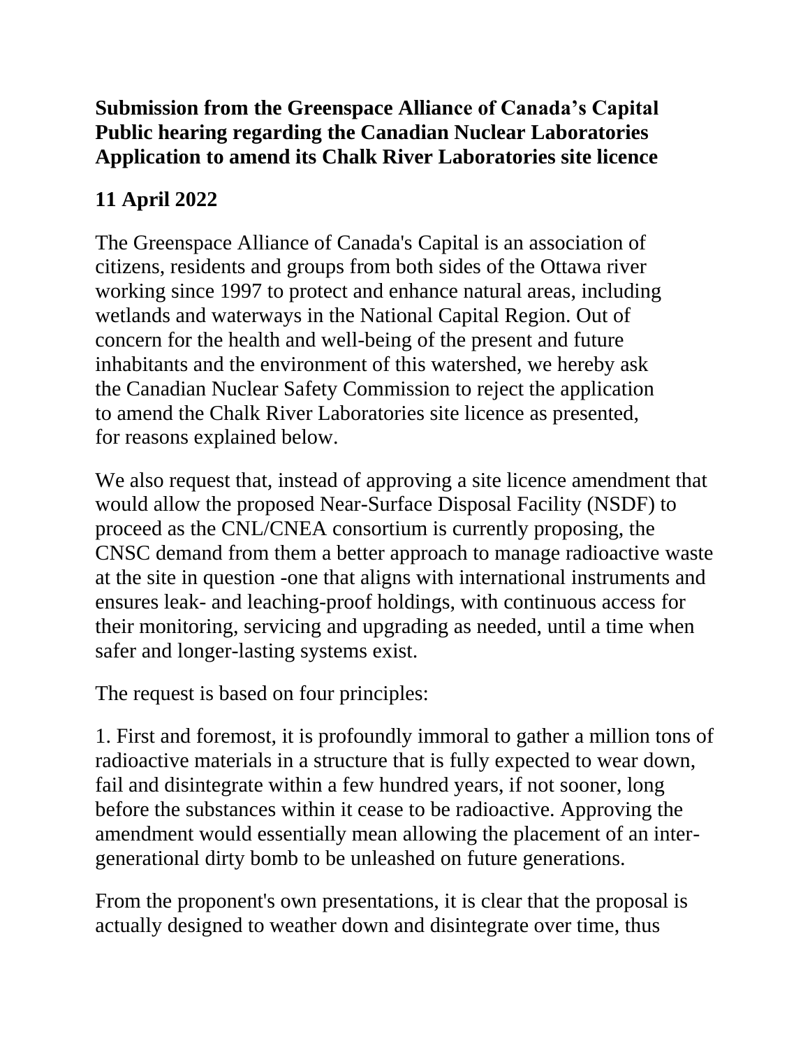**Submission from the Greenspace Alliance of Canada's Capital Public hearing regarding the Canadian Nuclear Laboratories Application to amend its Chalk River Laboratories site licence**

**11 April 2022**

The Greenspace Alliance of Canada's Capital is an association of citizens, residents and groups from both sides of the Ottawa river working since 1997 to protect and enhance natural areas, including wetlands and waterways in the National Capital Region. Out of concern for the health and well-being of the present and future inhabitants and the environment of this watershed, we hereby ask the Canadian Nuclear Safety Commission to reject the application to amend the Chalk River Laboratories site licence as presented, for reasons explained below.

We also request that, instead of approving a site licence amendment that would allow the proposed Near-Surface Disposal Facility (NSDF) to proceed as the CNL/CNEA consortium is currently proposing, the CNSC demand from them a better approach to manage radioactive waste at the site in question -one that aligns with international instruments and ensures leak- and leaching-proof holdings, with continuous access for their monitoring, servicing and upgrading as needed, until a time when safer and longer-lasting systems exist.

The request is based on four principles:

1. First and foremost, it is profoundly immoral to gather a million tons of radioactive materials in a structure that is fully expected to wear down, fail and disintegrate within a few hundred years, if not sooner, long before the substances within it cease to be radioactive. Approving the amendment would essentially mean allowing the placement of an inter-generational dirty bomb to be unleashed on future generations.

From the proponent's own presentations, it is clear that the proposal is actually designed to weather down and disintegrate over time, thus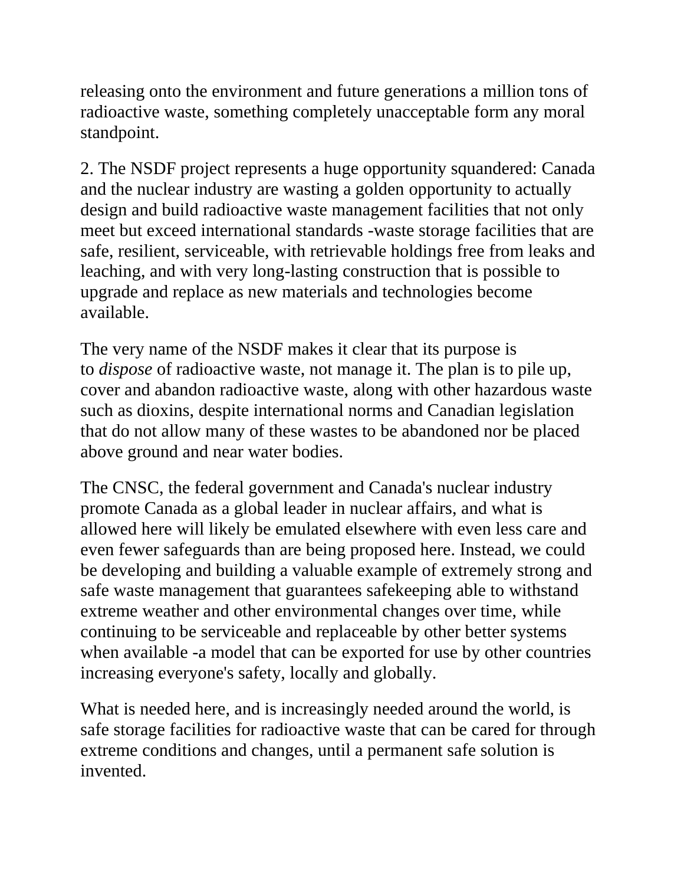releasing onto the environment and future generations a million tons of radioactive waste, something completely unacceptable form any moral standpoint.

2. The NSDF project represents a huge opportunity squandered: Canada and the nuclear industry are wasting a golden opportunity to actually design and build radioactive waste management facilities that not only meet but exceed international standards -waste storage facilities that are safe, resilient, serviceable, with retrievable holdings free from leaks and leaching, and with very long-lasting construction that is possible to upgrade and replace as new materials and technologies become available.

The very name of the NSDF makes it clear that its purpose is to *dispose* of radioactive waste, not manage it. The plan is to pile up, cover and abandon radioactive waste, along with other hazardous waste such as dioxins, despite international norms and Canadian legislation that do not allow many of these wastes to be abandoned nor be placed above ground and near water bodies.

The CNSC, the federal government and Canada's nuclear industry promote Canada as a global leader in nuclear affairs, and what is allowed here will likely be emulated elsewhere with even less care and even fewer safeguards than are being proposed here. Instead, we could be developing and building a valuable example of extremely strong and safe waste management that guarantees safekeeping able to withstand extreme weather and other environmental changes over time, while continuing to be serviceable and replaceable by other better systems when available -a model that can be exported for use by other countries increasing everyone's safety, locally and globally.

What is needed here, and is increasingly needed around the world, is safe storage facilities for radioactive waste that can be cared for through extreme conditions and changes, until a permanent safe solution is invented.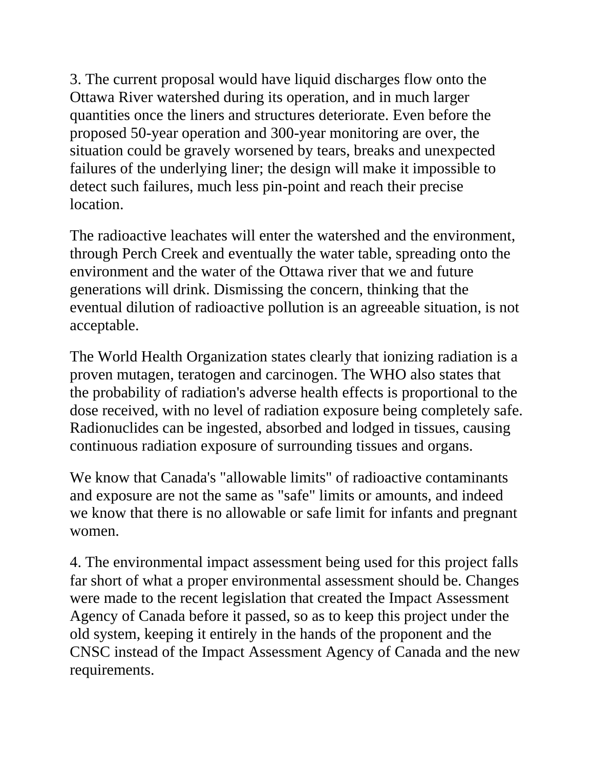3. The current proposal would have liquid discharges flow onto the Ottawa River watershed during its operation, and in much larger quantities once the liners and structures deteriorate. Even before the proposed 50-year operation and 300-year monitoring are over, the situation could be gravely worsened by tears, breaks and unexpected failures of the underlying liner; the design will make it impossible to detect such failures, much less pin-point and reach their precise location.

The radioactive leachates will enter the watershed and the environment, through Perch Creek and eventually the water table, spreading onto the environment and the water of the Ottawa river that we and future generations will drink. Dismissing the concern, thinking that the eventual dilution of radioactive pollution is an agreeable situation, is not acceptable.

The World Health Organization states clearly that ionizing radiation is a proven mutagen, teratogen and carcinogen. The WHO also states that the probability of radiation's adverse health effects is proportional to the dose received, with no level of radiation exposure being completely safe. Radionuclides can be ingested, absorbed and lodged in tissues, causing continuous radiation exposure of surrounding tissues and organs.

We know that Canada's "allowable limits" of radioactive contaminants and exposure are not the same as "safe" limits or amounts, and indeed we know that there is no allowable or safe limit for infants and pregnant women.

4. The environmental impact assessment being used for this project falls far short of what a proper environmental assessment should be. Changes were made to the recent legislation that created the Impact Assessment Agency of Canada before it passed, so as to keep this project under the old system, keeping it entirely in the hands of the proponent and the CNSC instead of the Impact Assessment Agency of Canada and the new requirements.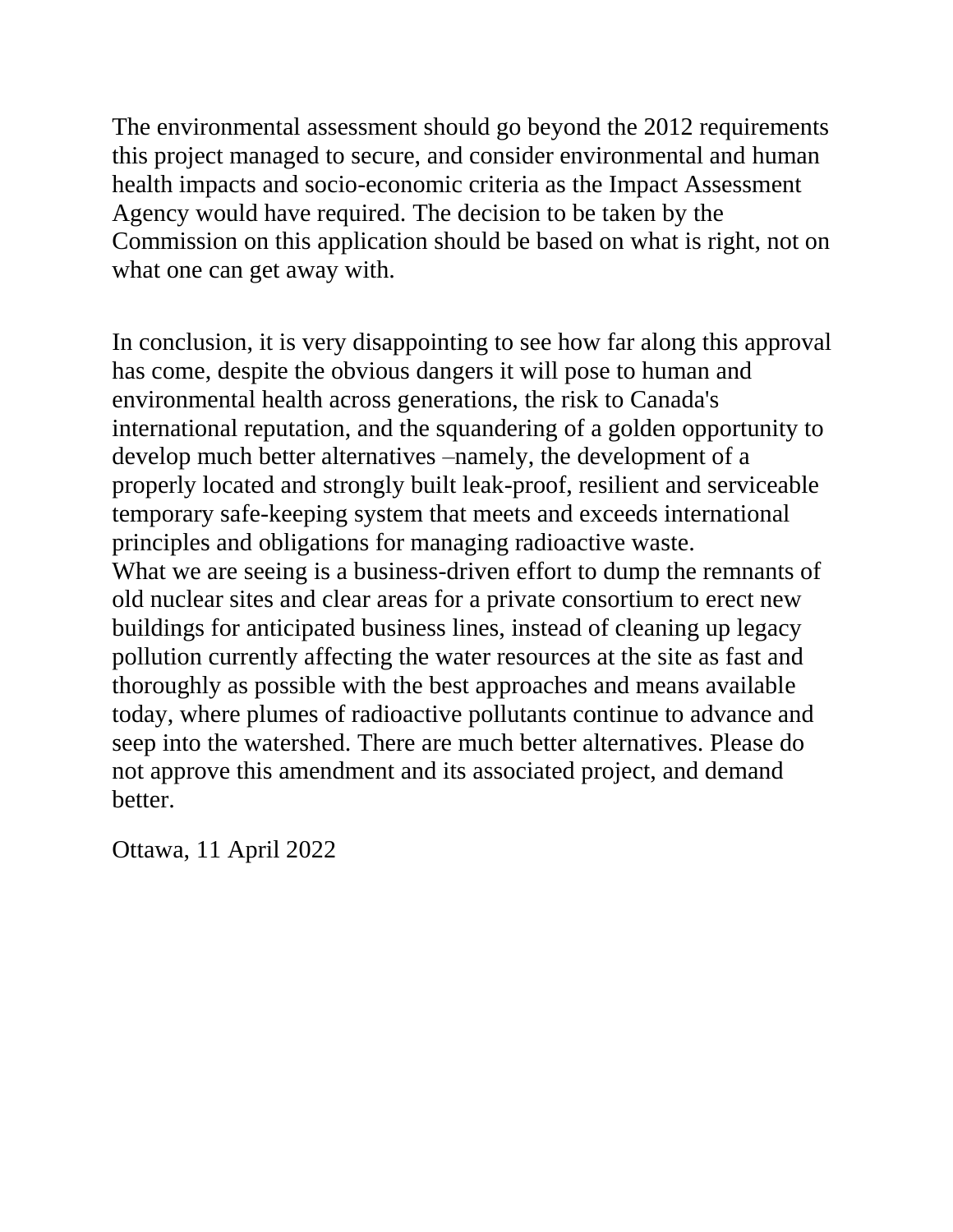The environmental assessment should go beyond the 2012 requirements this project managed to secure, and consider environmental and human health impacts and socio-economic criteria as the Impact Assessment Agency would have required. The decision to be taken by the Commission on this application should be based on what is right, not on what one can get away with.

In conclusion, it is very disappointing to see how far along this approval has come, despite the obvious dangers it will pose to human and environmental health across generations, the risk to Canada's international reputation, and the squandering of a golden opportunity to develop much better alternatives –namely, the development of a properly located and strongly built leak-proof, resilient and serviceable temporary safe-keeping system that meets and exceeds international principles and obligations for managing radioactive waste.
What we are seeing is a business-driven effort to dump the remnants of old nuclear sites and clear areas for a private consortium to erect new buildings for anticipated business lines, instead of cleaning up legacy pollution currently affecting the water resources at the site as fast and thoroughly as possible with the best approaches and means available today, where plumes of radioactive pollutants continue to advance and seep into the watershed. There are much better alternatives. Please do not approve this amendment and its associated project, and demand better.

Ottawa, 11 April 2022